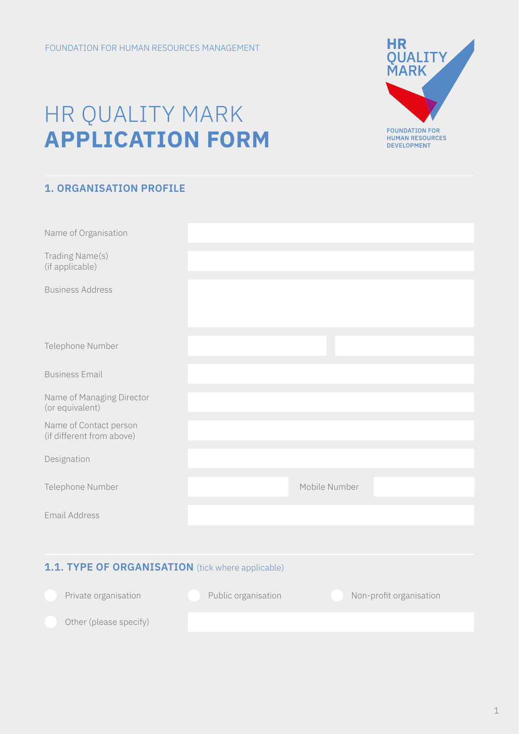FOUNDATION FOR HUMAN RESOURCES MANAGEMENT

HR QUALITY MARK

FOUNDATION FOR HUMAN RESOURCES DEVELOPMENT

# HR QUALITY MARK **APPLICATION FORM**

## 1. ORGANISATION PROFILE

| | |
|---|---|
| Name of Organisation | |
| Trading Name(s) (if applicable) | |
| Business Address | |
| Telephone Number | |
| Business Email | |
| Name of Managing Director (or equivalent) | |
| Name of Contact person (if different from above) | |
| Designation | |
| Telephone Number | Mobile Number |
| Email Address | |

## 1.1. TYPE OF ORGANISATION (tick where applicable)

- Private organisation
- Public organisation
- Non-profit organisation
- Other (please specify)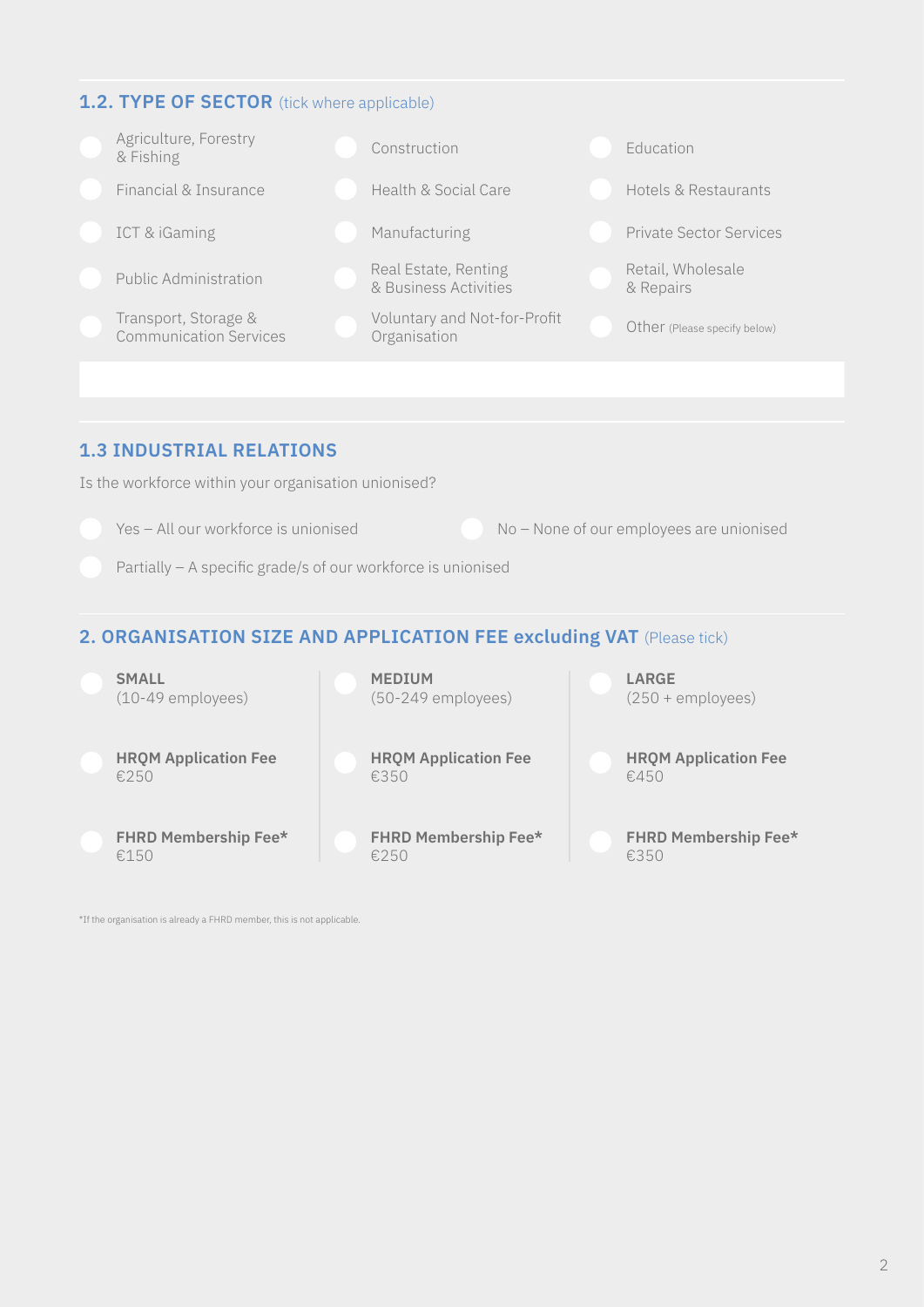## 1.2. TYPE OF SECTOR (tick where applicable)

- Agriculture, Forestry & Fishing
- Construction
- Education
- Financial & Insurance
- Health & Social Care
- Hotels & Restaurants
- ICT & iGaming
- Manufacturing
- Private Sector Services
- Public Administration
- Real Estate, Renting & Business Activities
- Retail, Wholesale & Repairs
- Transport, Storage & Communication Services
- Voluntary and Not-for-Profit Organisation
- Other (Please specify below)

## 1.3 INDUSTRIAL RELATIONS

Is the workforce within your organisation unionised?

- Yes – All our workforce is unionised
- No – None of our employees are unionised
- Partially – A specific grade/s of our workforce is unionised

## 2. ORGANISATION SIZE AND APPLICATION FEE excluding VAT (Please tick)

| **SMALL** (10-49 employees) | **MEDIUM** (50-249 employees) | **LARGE** (250 + employees) |
|---|---|---|
| **HRQM Application Fee** €250 | **HRQM Application Fee** €350 | **HRQM Application Fee** €450 |
| **FHRD Membership Fee*** €150 | **FHRD Membership Fee*** €250 | **FHRD Membership Fee*** €350 |

*If the organisation is already a FHRD member, this is not applicable.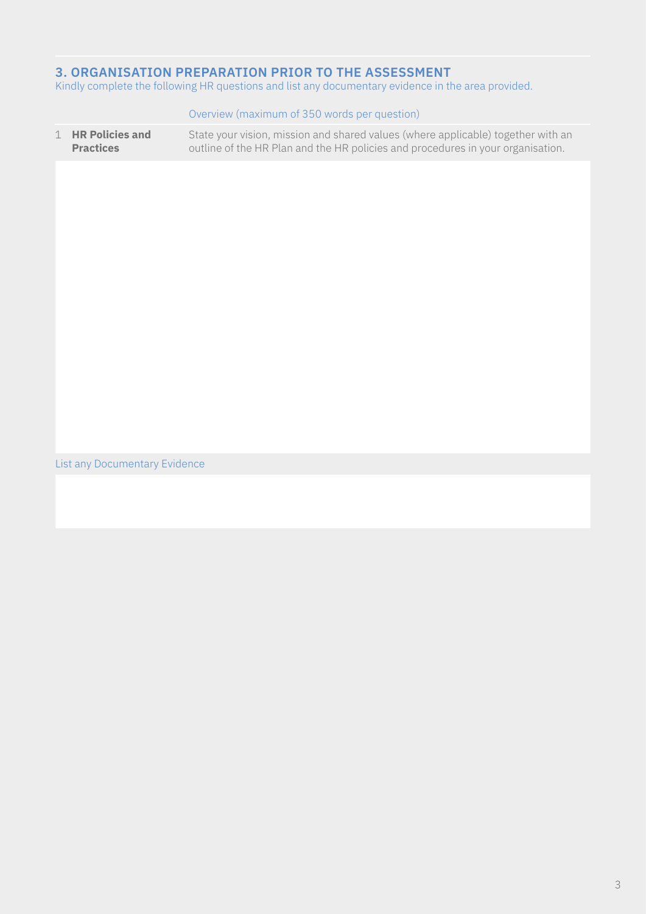## 3. ORGANISATION PREPARATION PRIOR TO THE ASSESSMENT

Kindly complete the following HR questions and list any documentary evidence in the area provided.

| | | Overview (maximum of 350 words per question) |
|---|---|---|
| 1 | **HR Policies and Practices** | State your vision, mission and shared values (where applicable) together with an outline of the HR Plan and the HR policies and procedures in your organisation. |

List any Documentary Evidence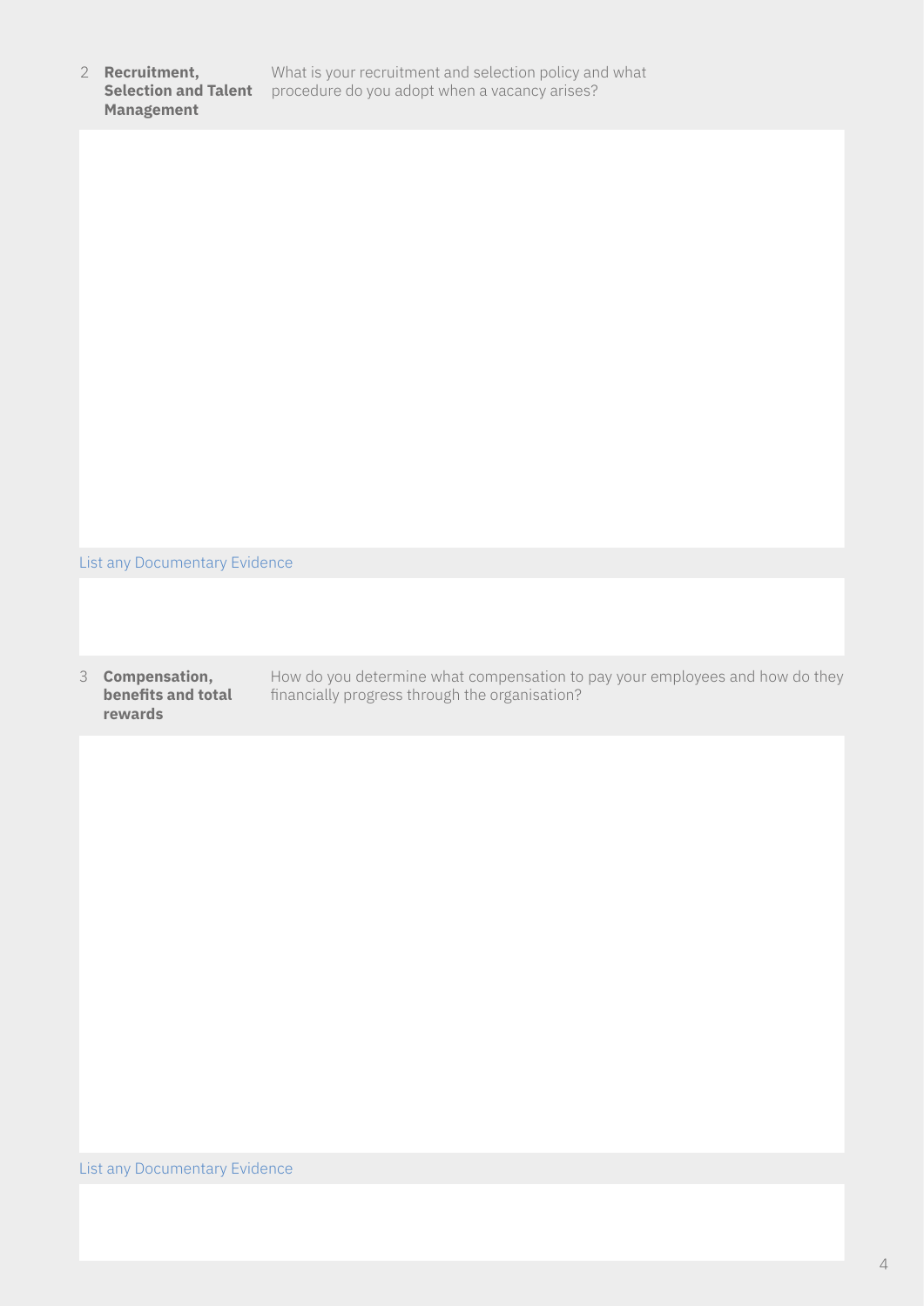## 2 Recruitment, Selection and Talent Management

What is your recruitment and selection policy and what procedure do you adopt when a vacancy arises?

List any Documentary Evidence

## 3 Compensation, benefits and total rewards

How do you determine what compensation to pay your employees and how do they financially progress through the organisation?

List any Documentary Evidence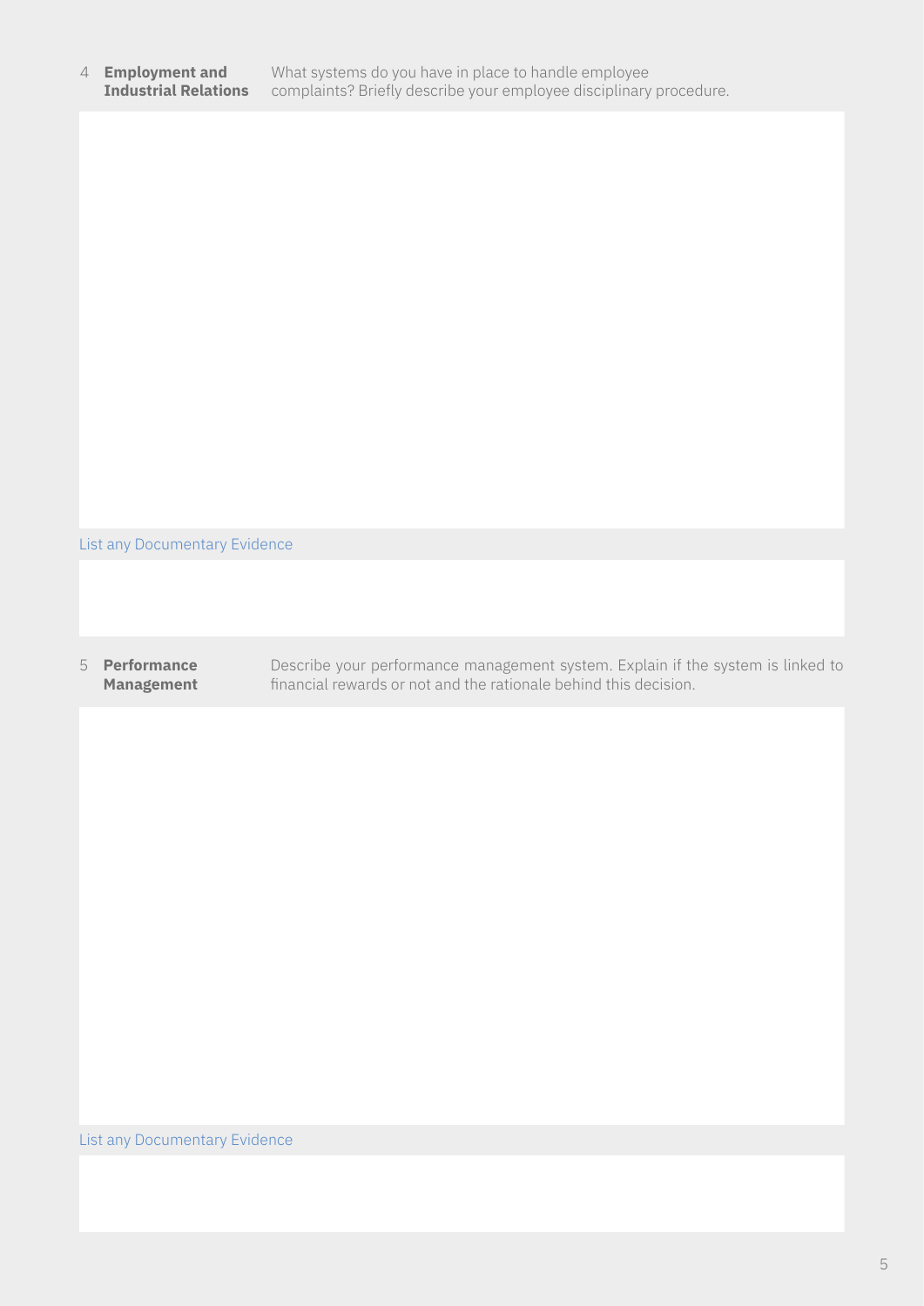4 **Employment and Industrial Relations**

What systems do you have in place to handle employee complaints? Briefly describe your employee disciplinary procedure.

List any Documentary Evidence

5 **Performance Management**

Describe your performance management system. Explain if the system is linked to financial rewards or not and the rationale behind this decision.

List any Documentary Evidence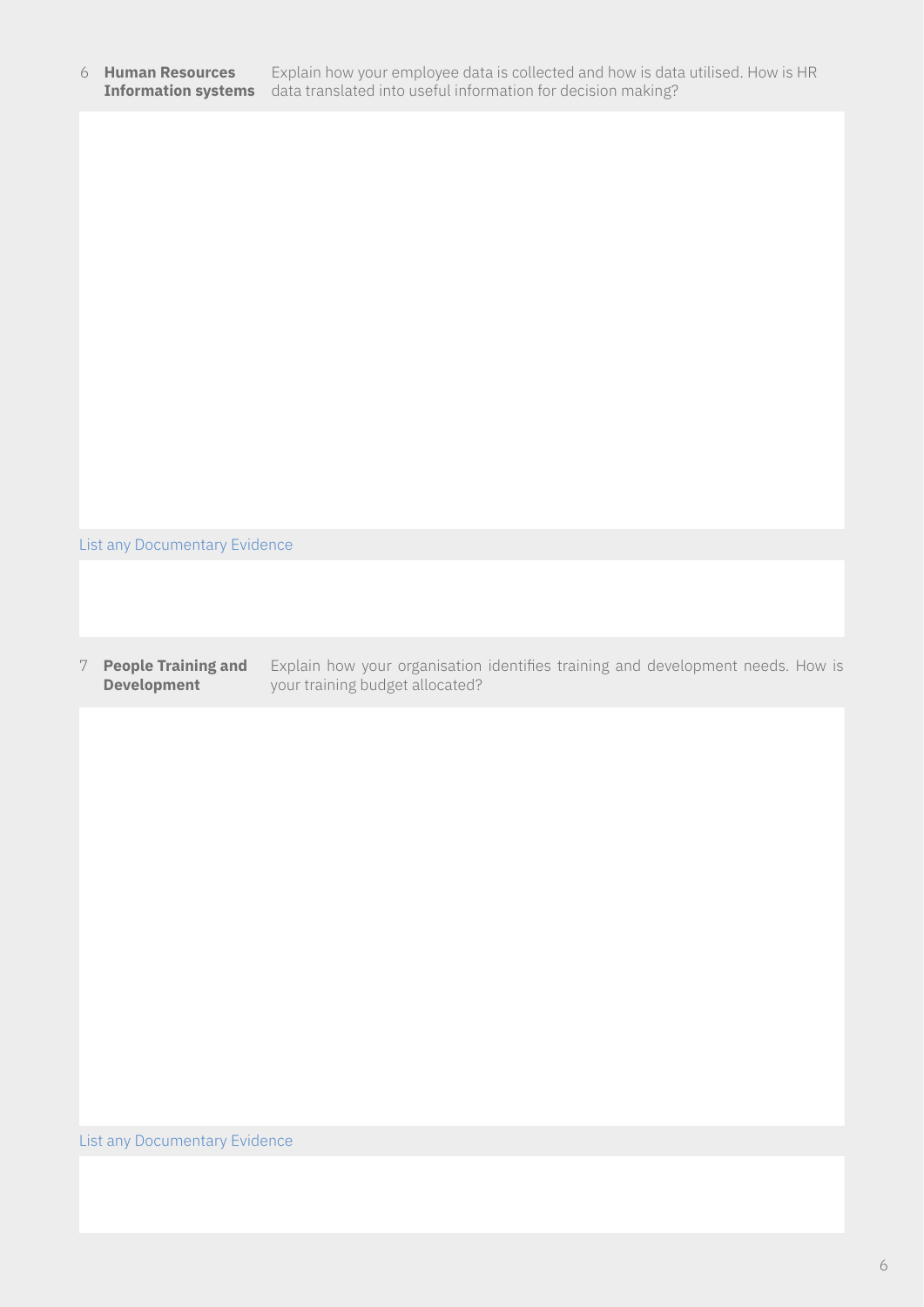6 **Human Resources Information systems** Explain how your employee data is collected and how is data utilised. How is HR data translated into useful information for decision making?

List any Documentary Evidence

7 **People Training and Development** Explain how your organisation identifies training and development needs. How is your training budget allocated?

List any Documentary Evidence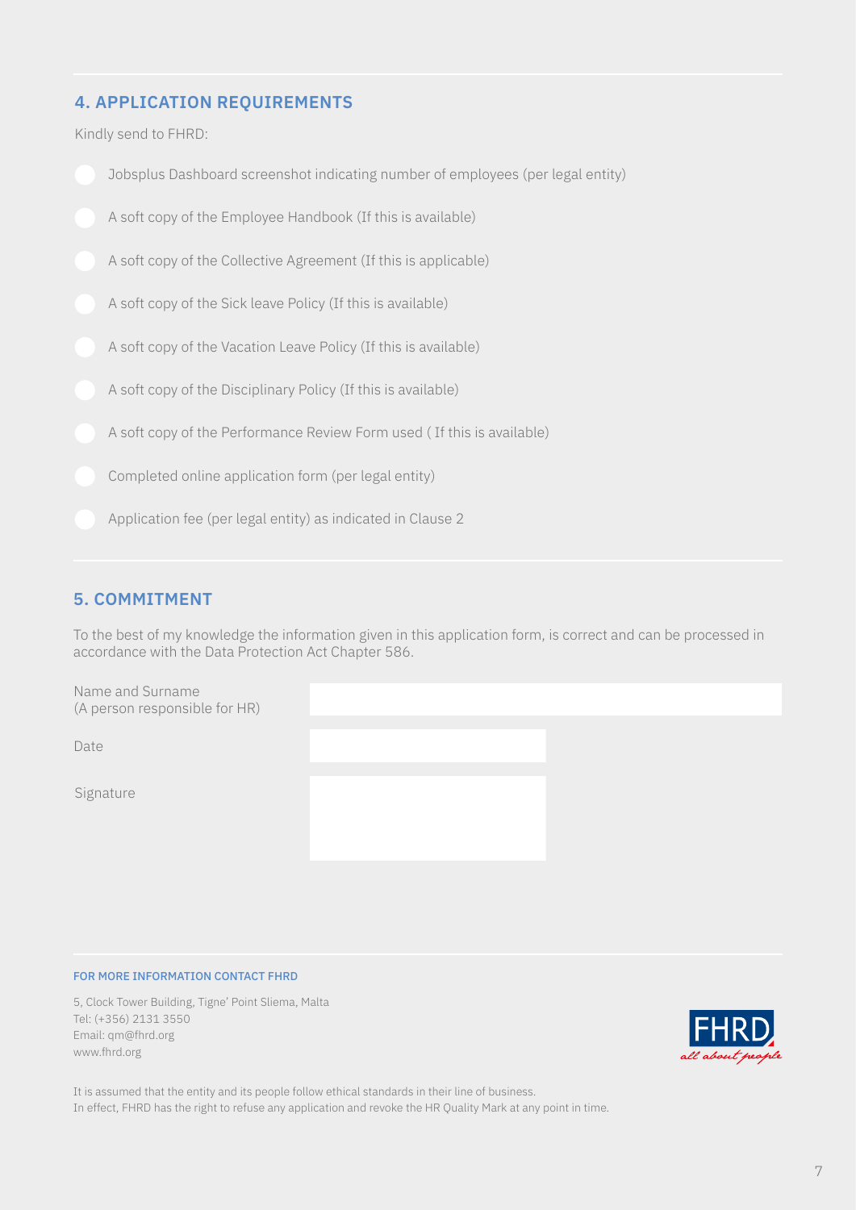## 4. APPLICATION REQUIREMENTS

Kindly send to FHRD:

- Jobsplus Dashboard screenshot indicating number of employees (per legal entity)
- A soft copy of the Employee Handbook (If this is available)
- A soft copy of the Collective Agreement (If this is applicable)
- A soft copy of the Sick leave Policy (If this is available)
- A soft copy of the Vacation Leave Policy (If this is available)
- A soft copy of the Disciplinary Policy (If this is available)
- A soft copy of the Performance Review Form used ( If this is available)
- Completed online application form (per legal entity)
- Application fee (per legal entity) as indicated in Clause 2

## 5. COMMITMENT

To the best of my knowledge the information given in this application form, is correct and can be processed in accordance with the Data Protection Act Chapter 586.

Name and Surname
(A person responsible for HR)

Date

Signature

**FOR MORE INFORMATION CONTACT FHRD**

5, Clock Tower Building, Tigne' Point Sliema, Malta
Tel: (+356) 2131 3550
Email: qm@fhrd.org
www.fhrd.org

FHRD
*all about people*

It is assumed that the entity and its people follow ethical standards in their line of business.
In effect, FHRD has the right to refuse any application and revoke the HR Quality Mark at any point in time.